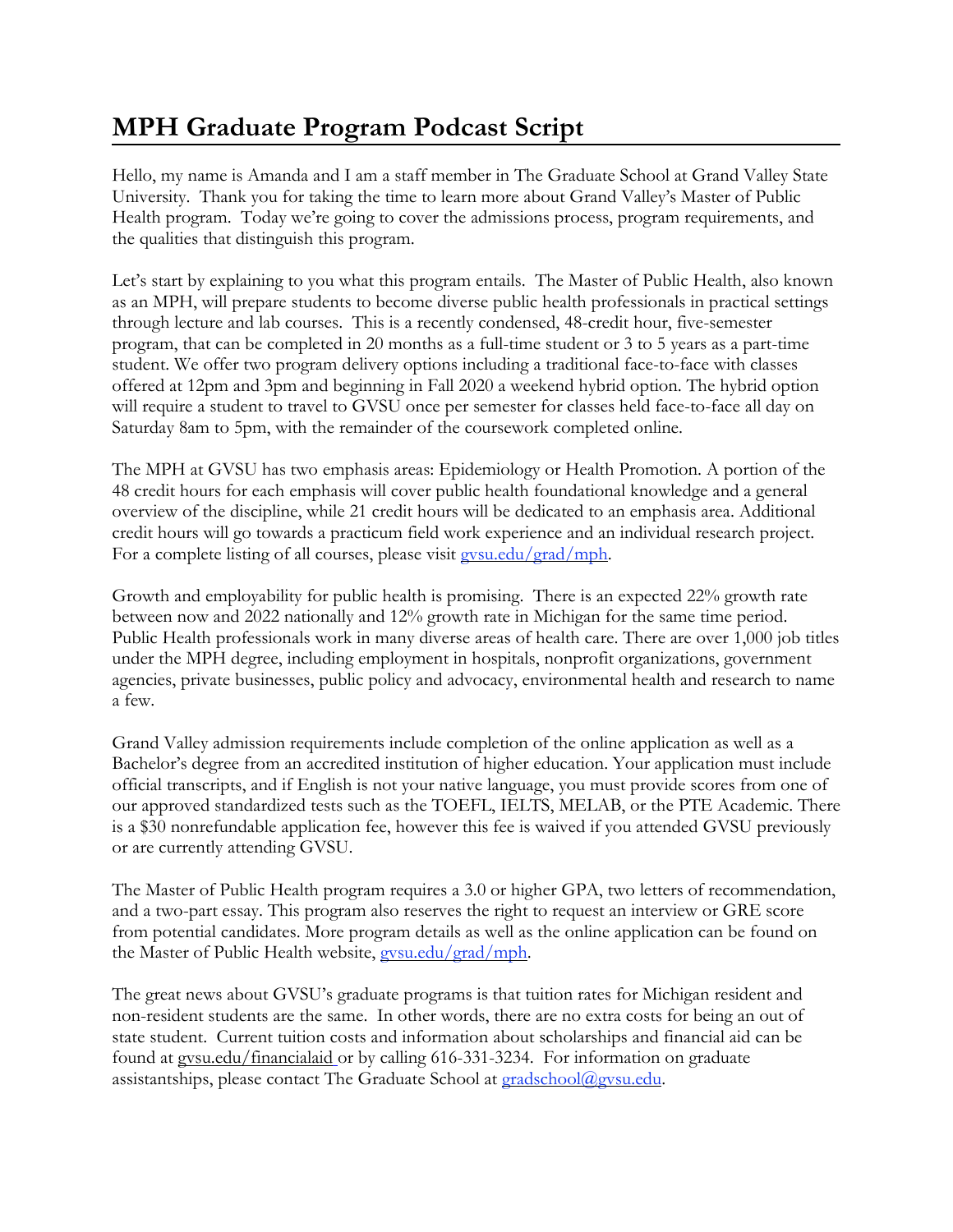# MPH Graduate Program Podcast Script

Hello, my name is Amanda and I am a staff member in The Graduate School at Grand Valley State University. Thank you for taking the time to learn more about Grand Valley's Master of Public Health program. Today we're going to cover the admissions process, program requirements, and the qualities that distinguish this program.

Let's start by explaining to you what this program entails. The Master of Public Health, also known as an MPH, will prepare students to become diverse public health professionals in practical settings through lecture and lab courses. This is a recently condensed, 48-credit hour, five-semester program, that can be completed in 20 months as a full-time student or 3 to 5 years as a part-time student. We offer two program delivery options including a traditional face-to-face with classes offered at 12pm and 3pm and beginning in Fall 2020 a weekend hybrid option. The hybrid option will require a student to travel to GVSU once per semester for classes held face-to-face all day on Saturday 8am to 5pm, with the remainder of the coursework completed online.

The MPH at GVSU has two emphasis areas: Epidemiology or Health Promotion. A portion of the 48 credit hours for each emphasis will cover public health foundational knowledge and a general overview of the discipline, while 21 credit hours will be dedicated to an emphasis area. Additional credit hours will go towards a practicum field work experience and an individual research project. For a complete listing of all courses, please visit gvsu.edu/grad/mph.

Growth and employability for public health is promising. There is an expected 22% growth rate between now and 2022 nationally and 12% growth rate in Michigan for the same time period. Public Health professionals work in many diverse areas of health care. There are over 1,000 job titles under the MPH degree, including employment in hospitals, nonprofit organizations, government agencies, private businesses, public policy and advocacy, environmental health and research to name a few.

Grand Valley admission requirements include completion of the online application as well as a Bachelor's degree from an accredited institution of higher education. Your application must include official transcripts, and if English is not your native language, you must provide scores from one of our approved standardized tests such as the TOEFL, IELTS, MELAB, or the PTE Academic. There is a $30 nonrefundable application fee, however this fee is waived if you attended GVSU previously or are currently attending GVSU.

The Master of Public Health program requires a 3.0 or higher GPA, two letters of recommendation, and a two-part essay. This program also reserves the right to request an interview or GRE score from potential candidates. More program details as well as the online application can be found on the Master of Public Health website, gvsu.edu/grad/mph.

The great news about GVSU's graduate programs is that tuition rates for Michigan resident and non-resident students are the same. In other words, there are no extra costs for being an out of state student. Current tuition costs and information about scholarships and financial aid can be found at gvsu.edu/financialaid or by calling 616-331-3234. For information on graduate assistantships, please contact The Graduate School at gradschool@gvsu.edu.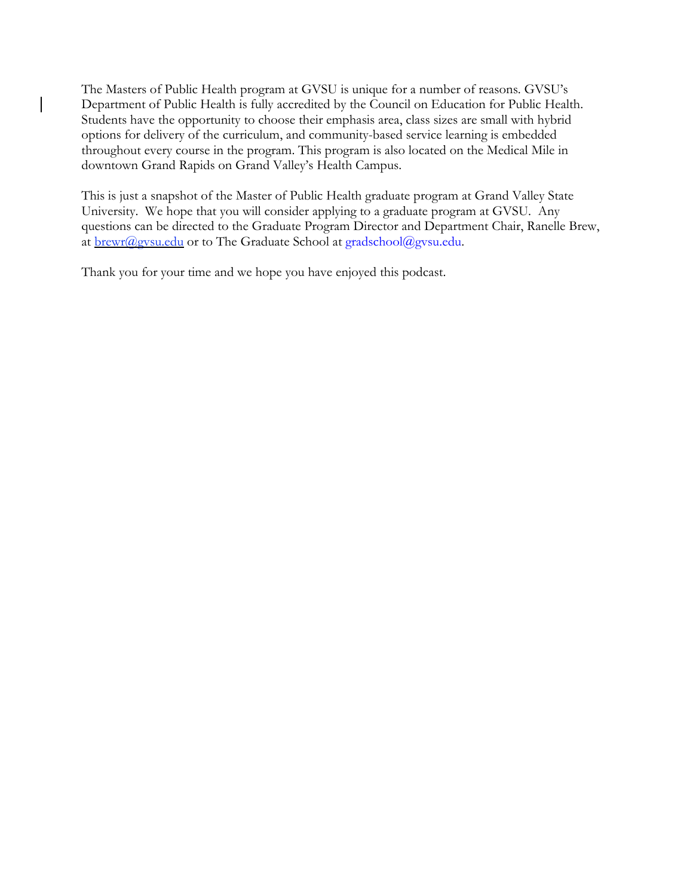The Masters of Public Health program at GVSU is unique for a number of reasons. GVSU's Department of Public Health is fully accredited by the Council on Education for Public Health. Students have the opportunity to choose their emphasis area, class sizes are small with hybrid options for delivery of the curriculum, and community-based service learning is embedded throughout every course in the program. This program is also located on the Medical Mile in downtown Grand Rapids on Grand Valley's Health Campus.

This is just a snapshot of the Master of Public Health graduate program at Grand Valley State University. We hope that you will consider applying to a graduate program at GVSU. Any questions can be directed to the Graduate Program Director and Department Chair, Ranelle Brew, at brewr@gvsu.edu or to The Graduate School at gradschool@gvsu.edu.

Thank you for your time and we hope you have enjoyed this podcast.